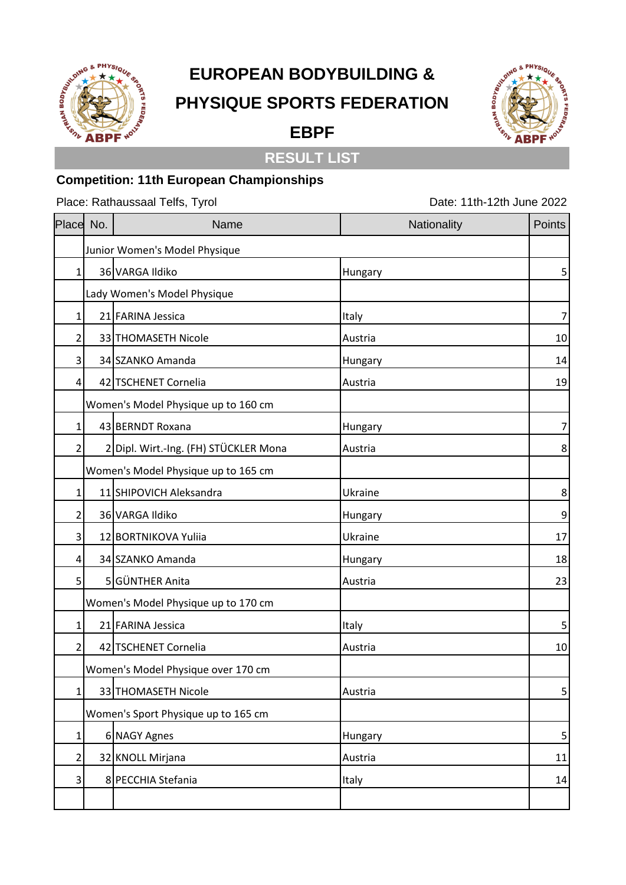# EUROPEAN BODYBUILDING & PHYSIQUE SPORTS FEDERATION

# EBPF

## RESULT LIST

**Competition: 11th European Championships**

Place: Rathaussaal Telfs, Tyrol

Date: 11th-12th June 2022

| Place | No. | Name | Nationality | Points |
|---|---|---|---|---|
| | Junior Women's Model Physique | | | |
| 1 | 36 | VARGA Ildiko | Hungary | 5 |
| | Lady Women's Model Physique | | | |
| 1 | 21 | FARINA Jessica | Italy | 7 |
| 2 | 33 | THOMASETH Nicole | Austria | 10 |
| 3 | 34 | SZANKO Amanda | Hungary | 14 |
| 4 | 42 | TSCHENET Cornelia | Austria | 19 |
| | Women's Model Physique up to 160 cm | | | |
| 1 | 43 | BERNDT Roxana | Hungary | 7 |
| 2 | 2 | Dipl. Wirt.-Ing. (FH) STÜCKLER Mona | Austria | 8 |
| | Women's Model Physique up to 165 cm | | | |
| 1 | 11 | SHIPOVICH Aleksandra | Ukraine | 8 |
| 2 | 36 | VARGA Ildiko | Hungary | 9 |
| 3 | 12 | BORTNIKOVA Yuliia | Ukraine | 17 |
| 4 | 34 | SZANKO Amanda | Hungary | 18 |
| 5 | 5 | GÜNTHER Anita | Austria | 23 |
| | Women's Model Physique up to 170 cm | | | |
| 1 | 21 | FARINA Jessica | Italy | 5 |
| 2 | 42 | TSCHENET Cornelia | Austria | 10 |
| | Women's Model Physique over 170 cm | | | |
| 1 | 33 | THOMASETH Nicole | Austria | 5 |
| | Women's Sport Physique up to 165 cm | | | |
| 1 | 6 | NAGY Agnes | Hungary | 5 |
| 2 | 32 | KNOLL Mirjana | Austria | 11 |
| 3 | 8 | PECCHIA Stefania | Italy | 14 |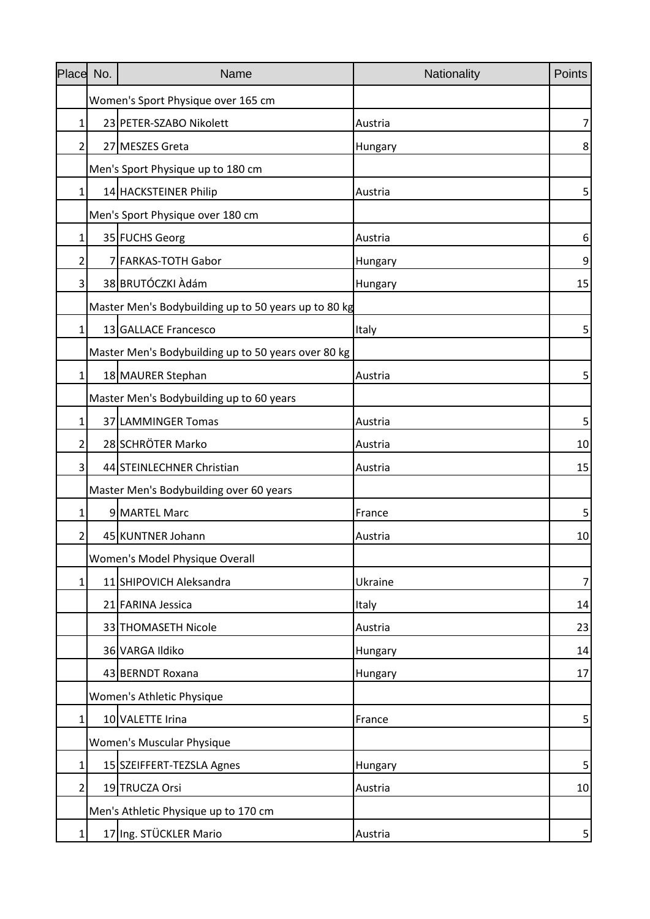| Place | No. | Name | Nationality | Points |
|---|---|---|---|---|
| | | Women's Sport Physique over 165 cm | | |
| 1 | 23 | PETER-SZABO Nikolett | Austria | 7 |
| 2 | 27 | MESZES Greta | Hungary | 8 |
| | | Men's Sport Physique up to 180 cm | | |
| 1 | 14 | HACKSTEINER Philip | Austria | 5 |
| | | Men's Sport Physique over 180 cm | | |
| 1 | 35 | FUCHS Georg | Austria | 6 |
| 2 | 7 | FARKAS-TOTH Gabor | Hungary | 9 |
| 3 | 38 | BRUTÓCZKI Àdám | Hungary | 15 |
| | | Master Men's Bodybuilding up to 50 years up to 80 kg | | |
| 1 | 13 | GALLACE Francesco | Italy | 5 |
| | | Master Men's Bodybuilding up to 50 years over 80 kg | | |
| 1 | 18 | MAURER Stephan | Austria | 5 |
| | | Master Men's Bodybuilding up to 60 years | | |
| 1 | 37 | LAMMINGER Tomas | Austria | 5 |
| 2 | 28 | SCHRÖTER Marko | Austria | 10 |
| 3 | 44 | STEINLECHNER Christian | Austria | 15 |
| | | Master Men's Bodybuilding over 60 years | | |
| 1 | 9 | MARTEL Marc | France | 5 |
| 2 | 45 | KUNTNER Johann | Austria | 10 |
| | | Women's Model Physique Overall | | |
| 1 | 11 | SHIPOVICH Aleksandra | Ukraine | 7 |
| | 21 | FARINA Jessica | Italy | 14 |
| | 33 | THOMASETH Nicole | Austria | 23 |
| | 36 | VARGA Ildiko | Hungary | 14 |
| | 43 | BERNDT Roxana | Hungary | 17 |
| | | Women's Athletic Physique | | |
| 1 | 10 | VALETTE Irina | France | 5 |
| | | Women's Muscular Physique | | |
| 1 | 15 | SZEIFFERT-TEZSLA Agnes | Hungary | 5 |
| 2 | 19 | TRUCZA Orsi | Austria | 10 |
| | | Men's Athletic Physique up to 170 cm | | |
| 1 | 17 | Ing. STÜCKLER Mario | Austria | 5 |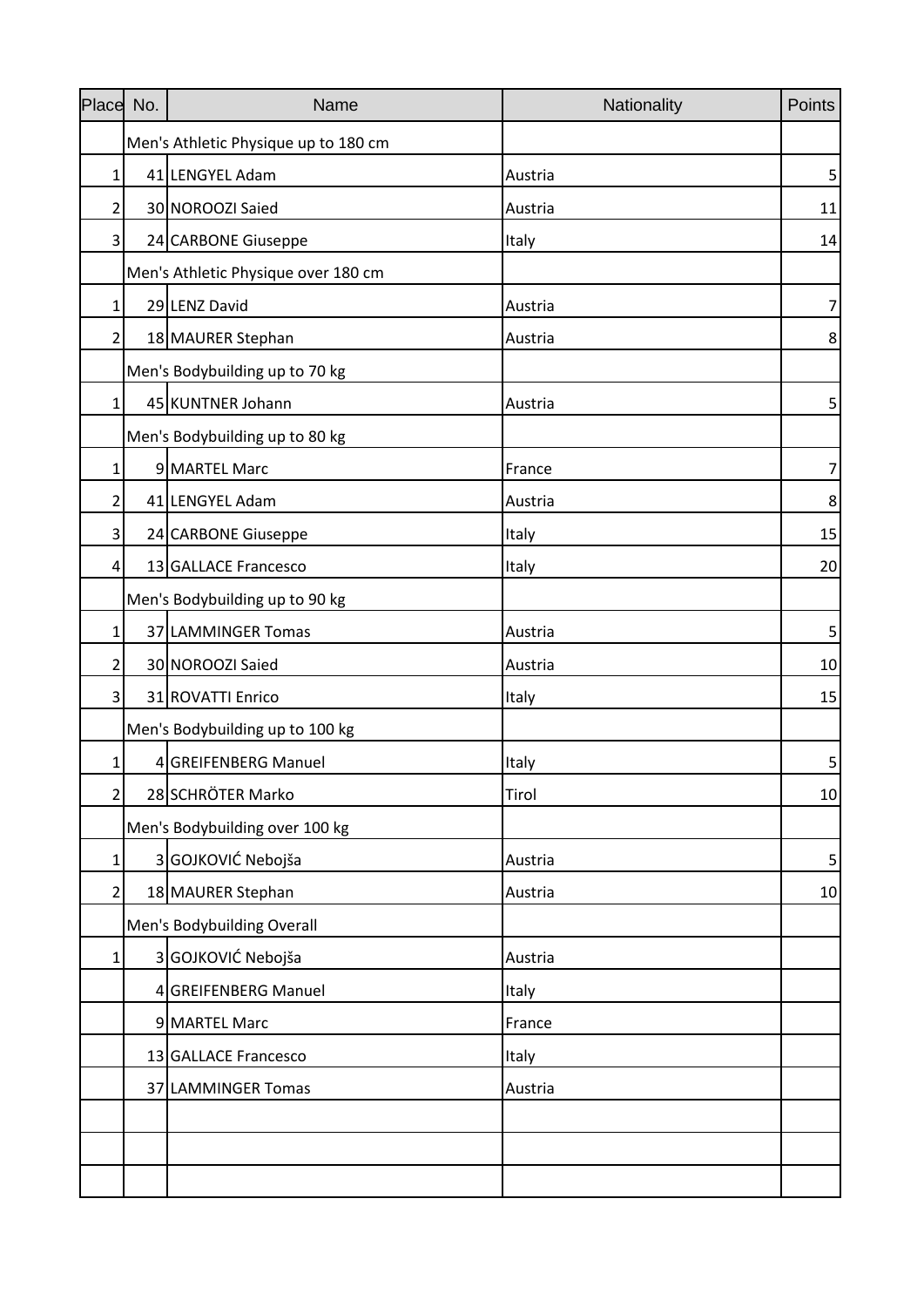| Place | No. | Name | Nationality | Points |
|---|---|---|---|---|
| | Men's Athletic Physique up to 180 cm | | | |
| 1 | 41 | LENGYEL Adam | Austria | 5 |
| 2 | 30 | NOROOZI Saied | Austria | 11 |
| 3 | 24 | CARBONE Giuseppe | Italy | 14 |
| | Men's Athletic Physique over 180 cm | | | |
| 1 | 29 | LENZ David | Austria | 7 |
| 2 | 18 | MAURER Stephan | Austria | 8 |
| | Men's Bodybuilding up to 70 kg | | | |
| 1 | 45 | KUNTNER Johann | Austria | 5 |
| | Men's Bodybuilding up to 80 kg | | | |
| 1 | 9 | MARTEL Marc | France | 7 |
| 2 | 41 | LENGYEL Adam | Austria | 8 |
| 3 | 24 | CARBONE Giuseppe | Italy | 15 |
| 4 | 13 | GALLACE Francesco | Italy | 20 |
| | Men's Bodybuilding up to 90 kg | | | |
| 1 | 37 | LAMMINGER Tomas | Austria | 5 |
| 2 | 30 | NOROOZI Saied | Austria | 10 |
| 3 | 31 | ROVATTI Enrico | Italy | 15 |
| | Men's Bodybuilding up to 100 kg | | | |
| 1 | 4 | GREIFENBERG Manuel | Italy | 5 |
| 2 | 28 | SCHRÖTER Marko | Tirol | 10 |
| | Men's Bodybuilding over 100 kg | | | |
| 1 | 3 | GOJKOVIĆ Nebojša | Austria | 5 |
| 2 | 18 | MAURER Stephan | Austria | 10 |
| | Men's Bodybuilding Overall | | | |
| 1 | 3 | GOJKOVIĆ Nebojša | Austria | |
| | 4 | GREIFENBERG Manuel | Italy | |
| | 9 | MARTEL Marc | France | |
| | 13 | GALLACE Francesco | Italy | |
| | 37 | LAMMINGER Tomas | Austria | |
| | | | | |
| | | | | |
| | | | | |